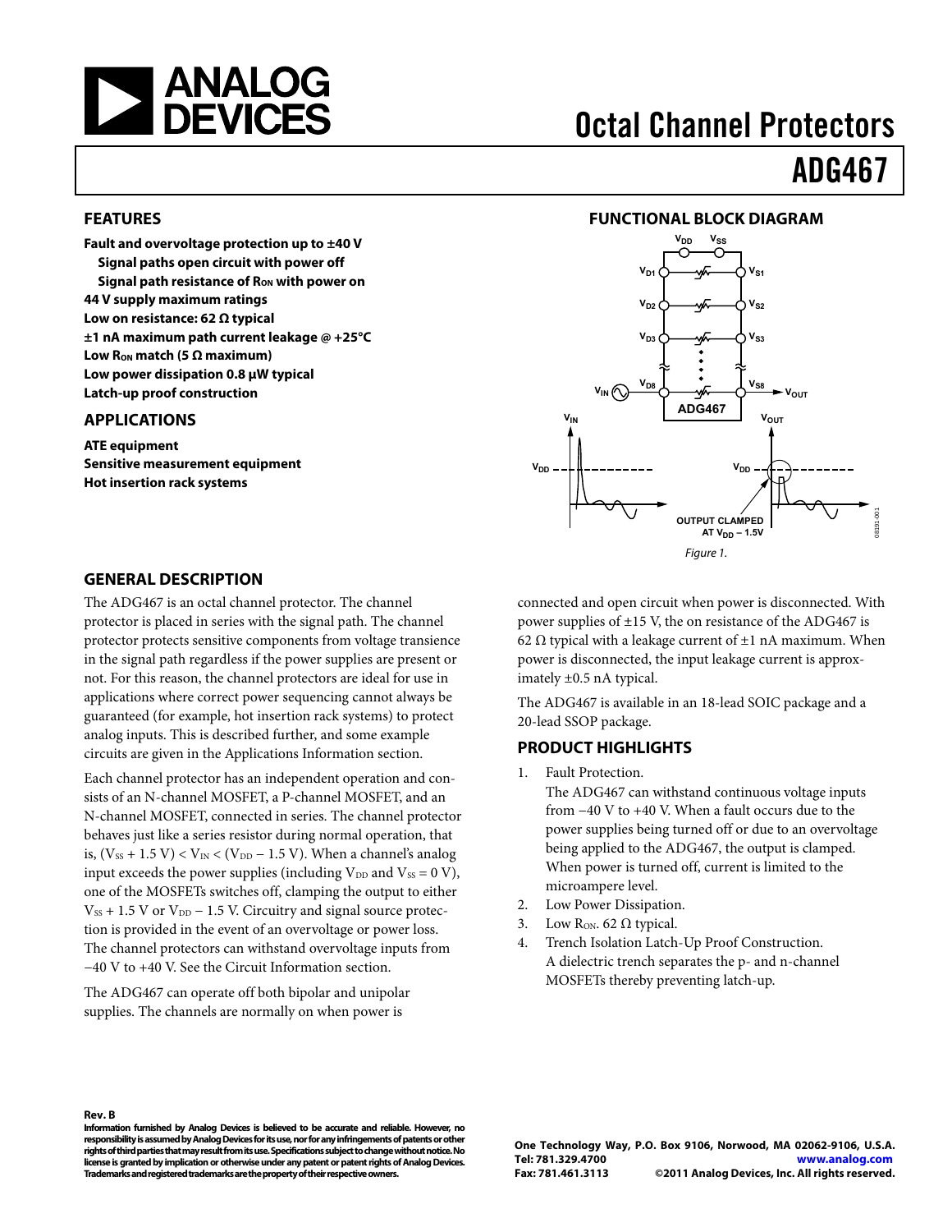# Octal Channel Protectors

# ADG467

## FEATURES

**Fault and overvoltage protection up to ±40 V**
**Signal paths open circuit with power off**
**Signal path resistance of $R_{ON}$ with power on**
**44 V supply maximum ratings**
**Low on resistance: 62 Ω typical**
**±1 nA maximum path current leakage @ +25°C**
**Low $R_{ON}$ match (5 Ω maximum)**
**Low power dissipation 0.8 µW typical**
**Latch-up proof construction**

## APPLICATIONS

**ATE equipment**
**Sensitive measurement equipment**
**Hot insertion rack systems**

## FUNCTIONAL BLOCK DIAGRAM

Figure 1.

## GENERAL DESCRIPTION

The ADG467 is an octal channel protector. The channel protector is placed in series with the signal path. The channel protector protects sensitive components from voltage transience in the signal path regardless if the power supplies are present or not. For this reason, the channel protectors are ideal for use in applications where correct power sequencing cannot always be guaranteed (for example, hot insertion rack systems) to protect analog inputs. This is described further, and some example circuits are given in the Applications Information section.

Each channel protector has an independent operation and consists of an N-channel MOSFET, a P-channel MOSFET, and an N-channel MOSFET, connected in series. The channel protector behaves just like a series resistor during normal operation, that is, $(V_{SS} + 1.5\text{ V}) < V_{IN} < (V_{DD} - 1.5\text{ V})$. When a channel's analog input exceeds the power supplies (including $V_{DD}$ and $V_{SS} = 0$ V), one of the MOSFETs switches off, clamping the output to either $V_{SS} + 1.5$ V or $V_{DD} - 1.5$ V. Circuitry and signal source protection is provided in the event of an overvoltage or power loss. The channel protectors can withstand overvoltage inputs from −40 V to +40 V. See the Circuit Information section.

The ADG467 can operate off both bipolar and unipolar supplies. The channels are normally on when power is connected and open circuit when power is disconnected. With power supplies of ±15 V, the on resistance of the ADG467 is 62 Ω typical with a leakage current of ±1 nA maximum. When power is disconnected, the input leakage current is approximately ±0.5 nA typical.

The ADG467 is available in an 18-lead SOIC package and a 20-lead SSOP package.

## PRODUCT HIGHLIGHTS

1. Fault Protection.
   The ADG467 can withstand continuous voltage inputs from −40 V to +40 V. When a fault occurs due to the power supplies being turned off or due to an overvoltage being applied to the ADG467, the output is clamped. When power is turned off, current is limited to the microampere level.
2. Low Power Dissipation.
3. Low $R_{ON}$. 62 Ω typical.
4. Trench Isolation Latch-Up Proof Construction.
   A dielectric trench separates the p- and n-channel MOSFETs thereby preventing latch-up.

**Rev. B**
**Information furnished by Analog Devices is believed to be accurate and reliable. However, no responsibility is assumed by Analog Devices for its use, nor for any infringements of patents or other rights of third parties that may result from its use. Specifications subject to change without notice. No license is granted by implication or otherwise under any patent or patent rights of Analog Devices. Trademarks and registered trademarks are the property of their respective owners.**

**One Technology Way, P.O. Box 9106, Norwood, MA 02062-9106, U.S.A.**
**Tel: 781.329.4700 www.analog.com**
**Fax: 781.461.3113 ©2011 Analog Devices, Inc. All rights reserved.**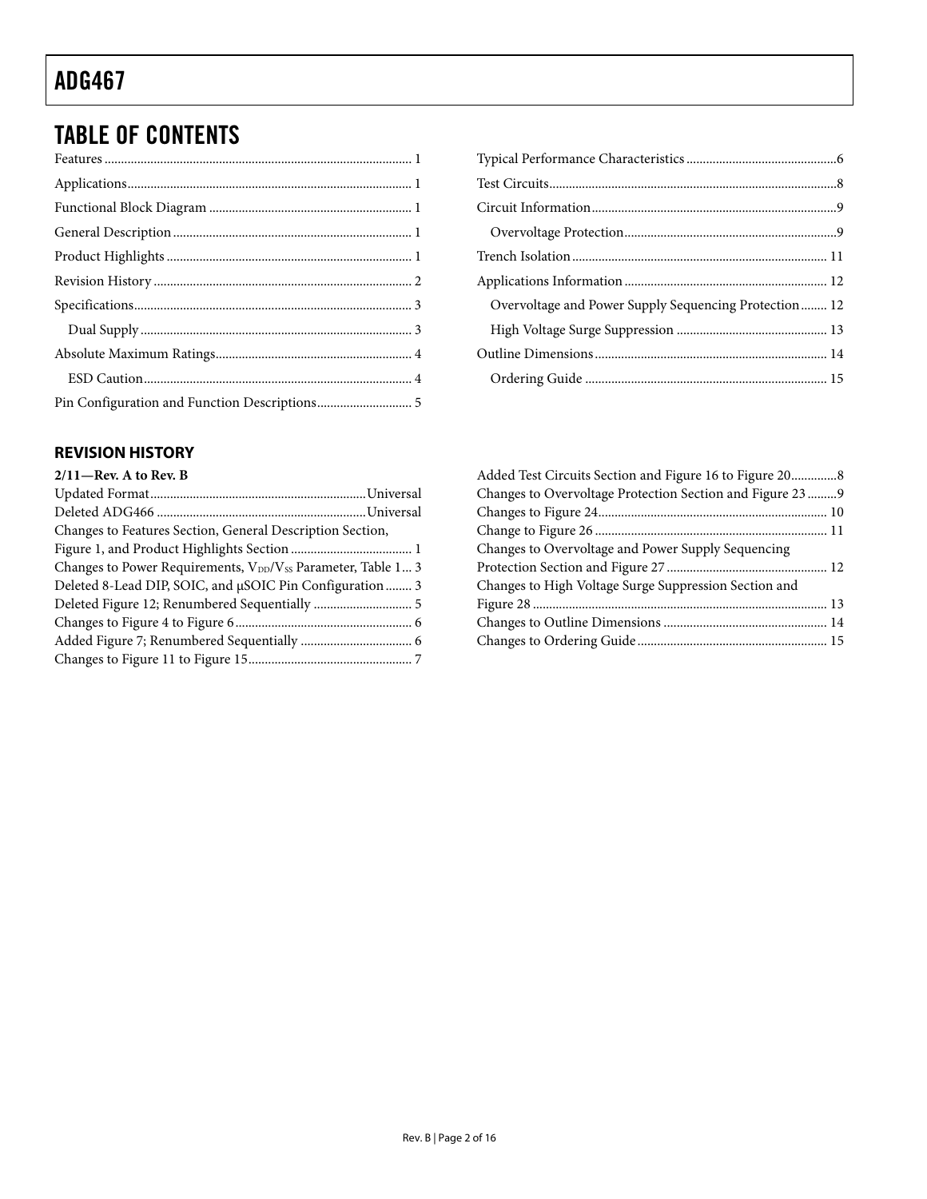## TABLE OF CONTENTS

Features ... 1
Applications ... 1
Functional Block Diagram ... 1
General Description ... 1
Product Highlights ... 1
Revision History ... 2
Specifications ... 3
  Dual Supply ... 3
Absolute Maximum Ratings ... 4
  ESD Caution ... 4
Pin Configuration and Function Descriptions ... 5
Typical Performance Characteristics ... 6
Test Circuits ... 8
Circuit Information ... 9
  Overvoltage Protection ... 9
Trench Isolation ... 11
Applications Information ... 12
  Overvoltage and Power Supply Sequencing Protection ... 12
  High Voltage Surge Suppression ... 13
Outline Dimensions ... 14
  Ordering Guide ... 15

### REVISION HISTORY

**2/11—Rev. A to Rev. B**

Updated Format ... Universal
Deleted ADG466 ... Universal
Changes to Features Section, General Description Section, Figure 1, and Product Highlights Section ... 1
Changes to Power Requirements, $V_{DD}/V_{SS}$ Parameter, Table 1 ... 3
Deleted 8-Lead DIP, SOIC, and μSOIC Pin Configuration ... 3
Deleted Figure 12; Renumbered Sequentially ... 5
Changes to Figure 4 to Figure 6 ... 6
Added Figure 7; Renumbered Sequentially ... 6
Changes to Figure 11 to Figure 15 ... 7
Added Test Circuits Section and Figure 16 to Figure 20 ... 8
Changes to Overvoltage Protection Section and Figure 23 ... 9
Changes to Figure 24 ... 10
Change to Figure 26 ... 11
Changes to Overvoltage and Power Supply Sequencing Protection Section and Figure 27 ... 12
Changes to High Voltage Surge Suppression Section and Figure 28 ... 13
Changes to Outline Dimensions ... 14
Changes to Ordering Guide ... 15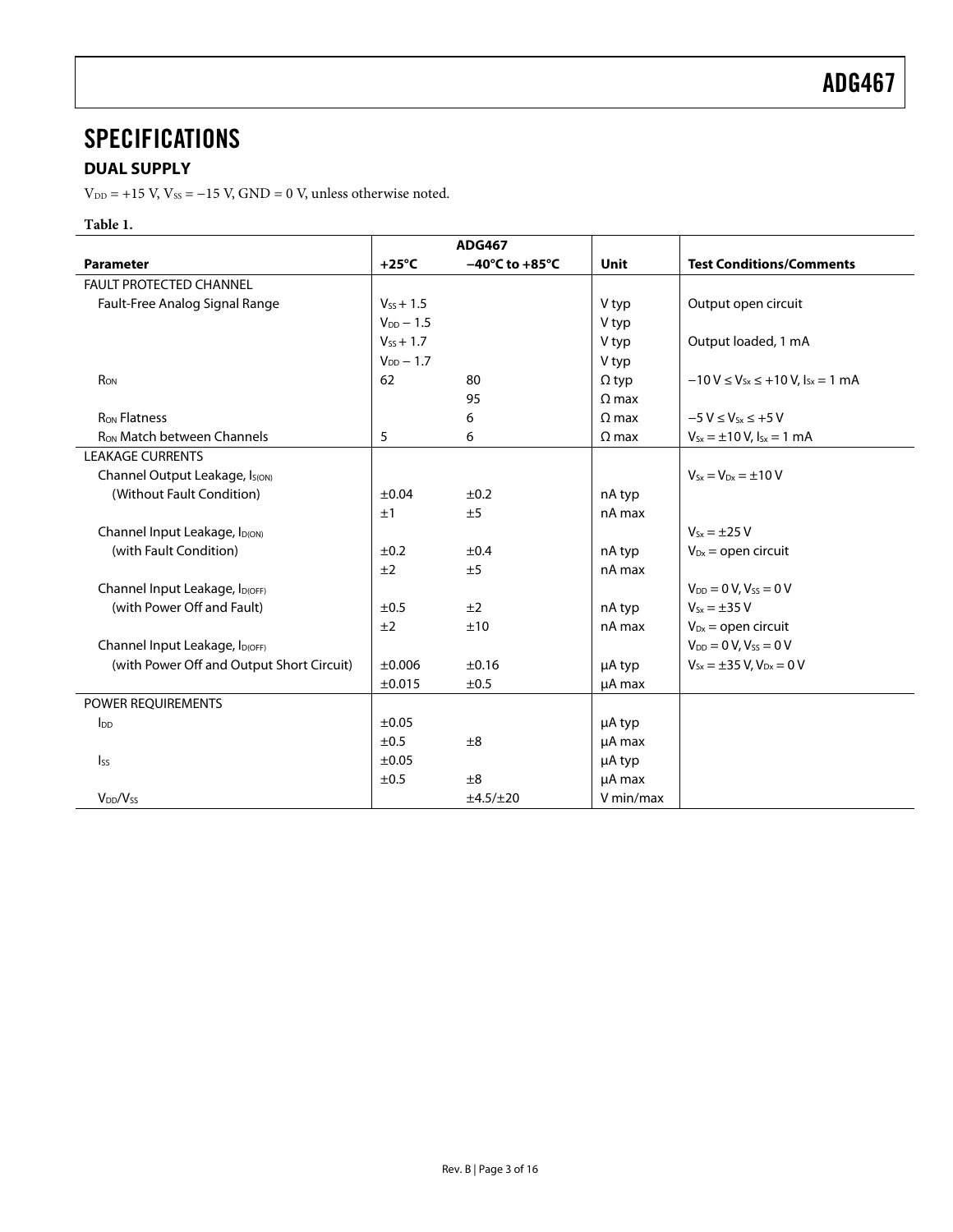# SPECIFICATIONS

## DUAL SUPPLY

$V_{DD}$ = +15 V, $V_{SS}$ = −15 V, GND = 0 V, unless otherwise noted.

**Table 1.**

| Parameter | ADG467 +25°C | ADG467 −40°C to +85°C | Unit | Test Conditions/Comments |
|---|---|---|---|---|
| FAULT PROTECTED CHANNEL | | | | |
| Fault-Free Analog Signal Range | $V_{SS}$ + 1.5 | | V typ | Output open circuit |
| | $V_{DD}$ − 1.5 | | V typ | |
| | $V_{SS}$ + 1.7 | | V typ | Output loaded, 1 mA |
| | $V_{DD}$ − 1.7 | | V typ | |
| $R_{ON}$ | 62 | 80 | Ω typ | −10 V ≤ $V_{Sx}$ ≤ +10 V, $I_{Sx}$ = 1 mA |
| | | 95 | Ω max | |
| $R_{ON}$ Flatness | | 6 | Ω max | −5 V ≤ $V_{Sx}$ ≤ +5 V |
| $R_{ON}$ Match between Channels | 5 | 6 | Ω max | $V_{Sx}$ = ±10 V, $I_{Sx}$ = 1 mA |
| LEAKAGE CURRENTS | | | | |
| Channel Output Leakage, $I_{S(ON)}$ | | | | $V_{Sx}$ = $V_{Dx}$ = ±10 V |
| (Without Fault Condition) | ±0.04 | ±0.2 | nA typ | |
| | ±1 | ±5 | nA max | |
| Channel Input Leakage, $I_{D(ON)}$ | | | | $V_{Sx}$ = ±25 V |
| (with Fault Condition) | ±0.2 | ±0.4 | nA typ | $V_{Dx}$ = open circuit |
| | ±2 | ±5 | nA max | |
| Channel Input Leakage, $I_{D(OFF)}$ | | | | $V_{DD}$ = 0 V, $V_{SS}$ = 0 V |
| (with Power Off and Fault) | ±0.5 | ±2 | nA typ | $V_{Sx}$ = ±35 V |
| | ±2 | ±10 | nA max | $V_{Dx}$ = open circuit |
| Channel Input Leakage, $I_{D(OFF)}$ | | | | $V_{DD}$ = 0 V, $V_{SS}$ = 0 V |
| (with Power Off and Output Short Circuit) | ±0.006 | ±0.16 | μA typ | $V_{Sx}$ = ±35 V, $V_{Dx}$ = 0 V |
| | ±0.015 | ±0.5 | μA max | |
| POWER REQUIREMENTS | | | | |
| $I_{DD}$ | ±0.05 | | μA typ | |
| | ±0.5 | ±8 | μA max | |
| $I_{SS}$ | ±0.05 | | μA typ | |
| | ±0.5 | ±8 | μA max | |
| $V_{DD}$/$V_{SS}$ | | ±4.5/±20 | V min/max | |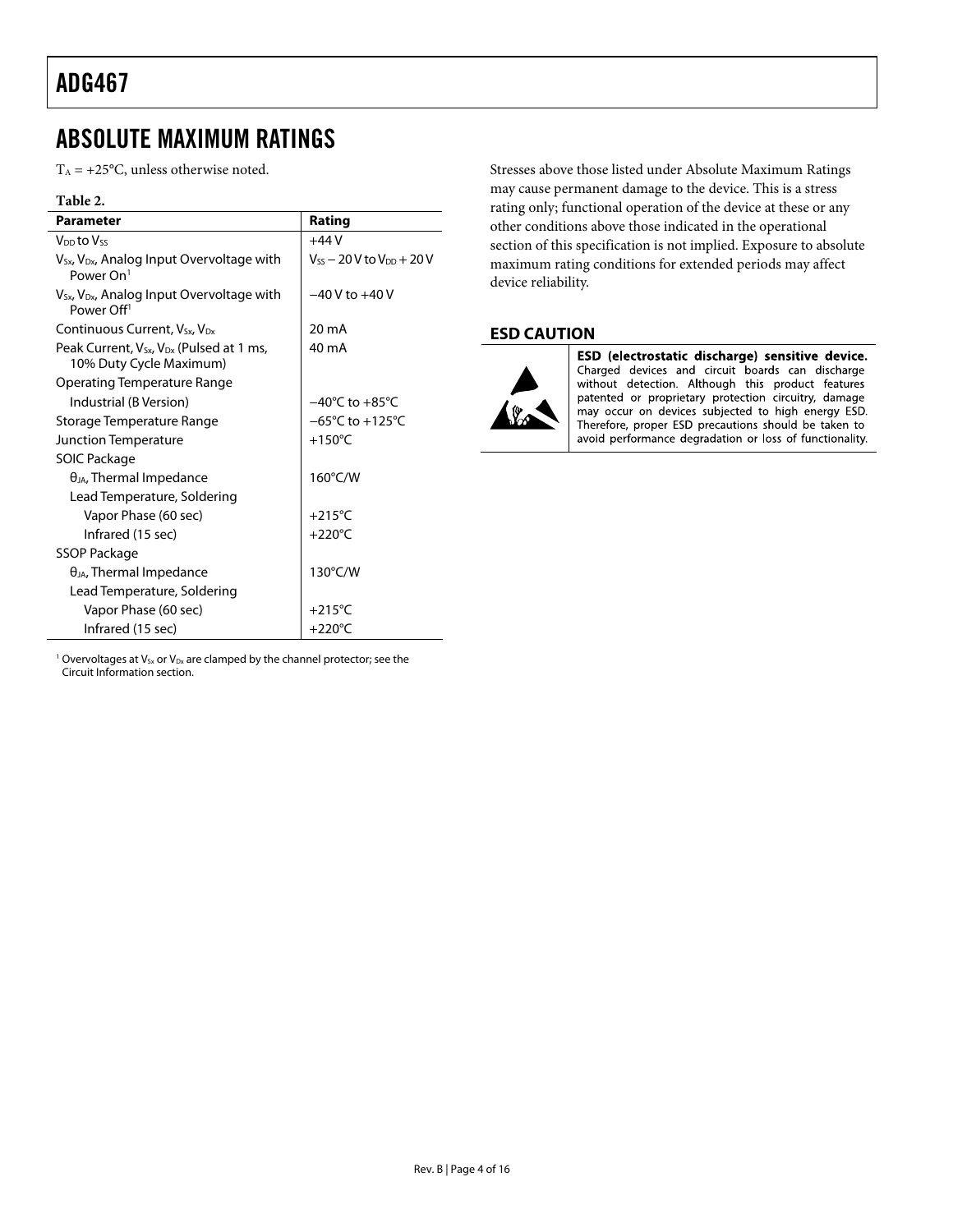## ABSOLUTE MAXIMUM RATINGS

$T_A = +25°C$, unless otherwise noted.

**Table 2.**

| Parameter | Rating |
|---|---|
| $V_{DD}$ to $V_{SS}$ | +44 V |
| $V_{Sx}$, $V_{Dx}$, Analog Input Overvoltage with Power On[1] | $V_{SS}$ − 20 V to $V_{DD}$ + 20 V |
| $V_{Sx}$, $V_{Dx}$, Analog Input Overvoltage with Power Off[1] | −40 V to +40 V |
| Continuous Current, $V_{Sx}$, $V_{Dx}$ | 20 mA |
| Peak Current, $V_{Sx}$, $V_{Dx}$ (Pulsed at 1 ms, 10% Duty Cycle Maximum) | 40 mA |
| Operating Temperature Range | |
| Industrial (B Version) | −40°C to +85°C |
| Storage Temperature Range | −65°C to +125°C |
| Junction Temperature | +150°C |
| SOIC Package | |
| $\theta_{JA}$, Thermal Impedance | 160°C/W |
| Lead Temperature, Soldering | |
| Vapor Phase (60 sec) | +215°C |
| Infrared (15 sec) | +220°C |
| SSOP Package | |
| $\theta_{JA}$, Thermal Impedance | 130°C/W |
| Lead Temperature, Soldering | |
| Vapor Phase (60 sec) | +215°C |
| Infrared (15 sec) | +220°C |

[1] Overvoltages at $V_{Sx}$ or $V_{Dx}$ are clamped by the channel protector; see the Circuit Information section.

Stresses above those listed under Absolute Maximum Ratings may cause permanent damage to the device. This is a stress rating only; functional operation of the device at these or any other conditions above those indicated in the operational section of this specification is not implied. Exposure to absolute maximum rating conditions for extended periods may affect device reliability.

### ESD CAUTION

**ESD (electrostatic discharge) sensitive device.** Charged devices and circuit boards can discharge without detection. Although this product features patented or proprietary protection circuitry, damage may occur on devices subjected to high energy ESD. Therefore, proper ESD precautions should be taken to avoid performance degradation or loss of functionality.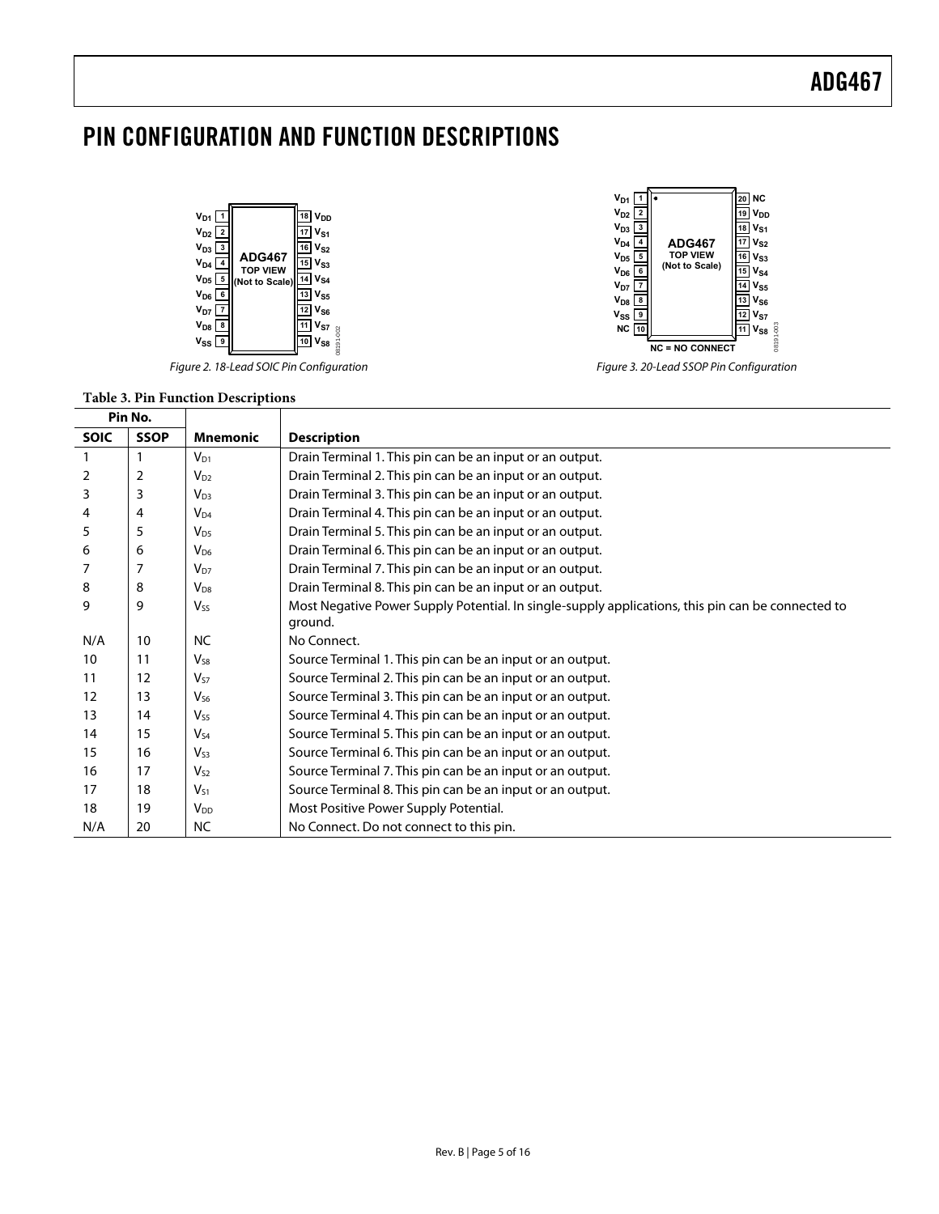# PIN CONFIGURATION AND FUNCTION DESCRIPTIONS

Figure 2. 18-Lead SOIC Pin Configuration

Figure 3. 20-Lead SSOP Pin Configuration

**Table 3. Pin Function Descriptions**

| Pin No. | | | |
|---|---|---|---|
| **SOIC** | **SSOP** | **Mnemonic** | **Description** |
| 1 | 1 | $V_{D1}$ | Drain Terminal 1. This pin can be an input or an output. |
| 2 | 2 | $V_{D2}$ | Drain Terminal 2. This pin can be an input or an output. |
| 3 | 3 | $V_{D3}$ | Drain Terminal 3. This pin can be an input or an output. |
| 4 | 4 | $V_{D4}$ | Drain Terminal 4. This pin can be an input or an output. |
| 5 | 5 | $V_{D5}$ | Drain Terminal 5. This pin can be an input or an output. |
| 6 | 6 | $V_{D6}$ | Drain Terminal 6. This pin can be an input or an output. |
| 7 | 7 | $V_{D7}$ | Drain Terminal 7. This pin can be an input or an output. |
| 8 | 8 | $V_{D8}$ | Drain Terminal 8. This pin can be an input or an output. |
| 9 | 9 | $V_{SS}$ | Most Negative Power Supply Potential. In single-supply applications, this pin can be connected to ground. |
| N/A | 10 | NC | No Connect. |
| 10 | 11 | $V_{S8}$ | Source Terminal 1. This pin can be an input or an output. |
| 11 | 12 | $V_{S7}$ | Source Terminal 2. This pin can be an input or an output. |
| 12 | 13 | $V_{S6}$ | Source Terminal 3. This pin can be an input or an output. |
| 13 | 14 | $V_{S5}$ | Source Terminal 4. This pin can be an input or an output. |
| 14 | 15 | $V_{S4}$ | Source Terminal 5. This pin can be an input or an output. |
| 15 | 16 | $V_{S3}$ | Source Terminal 6. This pin can be an input or an output. |
| 16 | 17 | $V_{S2}$ | Source Terminal 7. This pin can be an input or an output. |
| 17 | 18 | $V_{S1}$ | Source Terminal 8. This pin can be an input or an output. |
| 18 | 19 | $V_{DD}$ | Most Positive Power Supply Potential. |
| N/A | 20 | NC | No Connect. Do not connect to this pin. |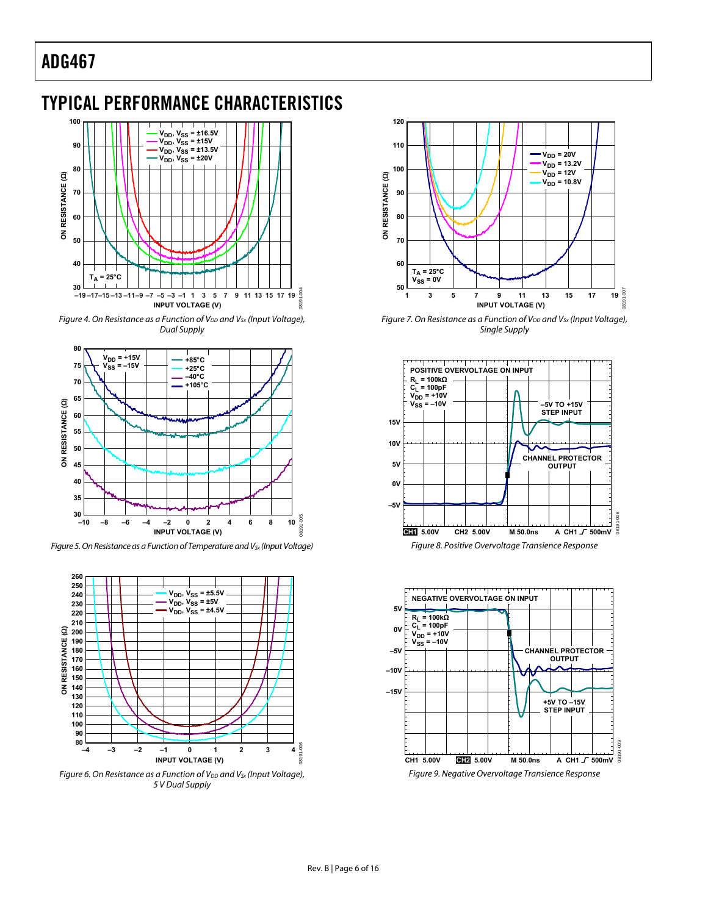## TYPICAL PERFORMANCE CHARACTERISTICS

*Figure 4. On Resistance as a Function of $V_{DD}$ and $V_{Sx}$ (Input Voltage), Dual Supply*

*Figure 5. On Resistance as a Function of Temperature and $V_{Sx}$ (Input Voltage)*

*Figure 6. On Resistance as a Function of $V_{DD}$ and $V_{Sx}$ (Input Voltage), 5 V Dual Supply*

*Figure 7. On Resistance as a Function of $V_{DD}$ and $V_{Sx}$ (Input Voltage), Single Supply*

*Figure 8. Positive Overvoltage Transience Response*

*Figure 9. Negative Overvoltage Transience Response*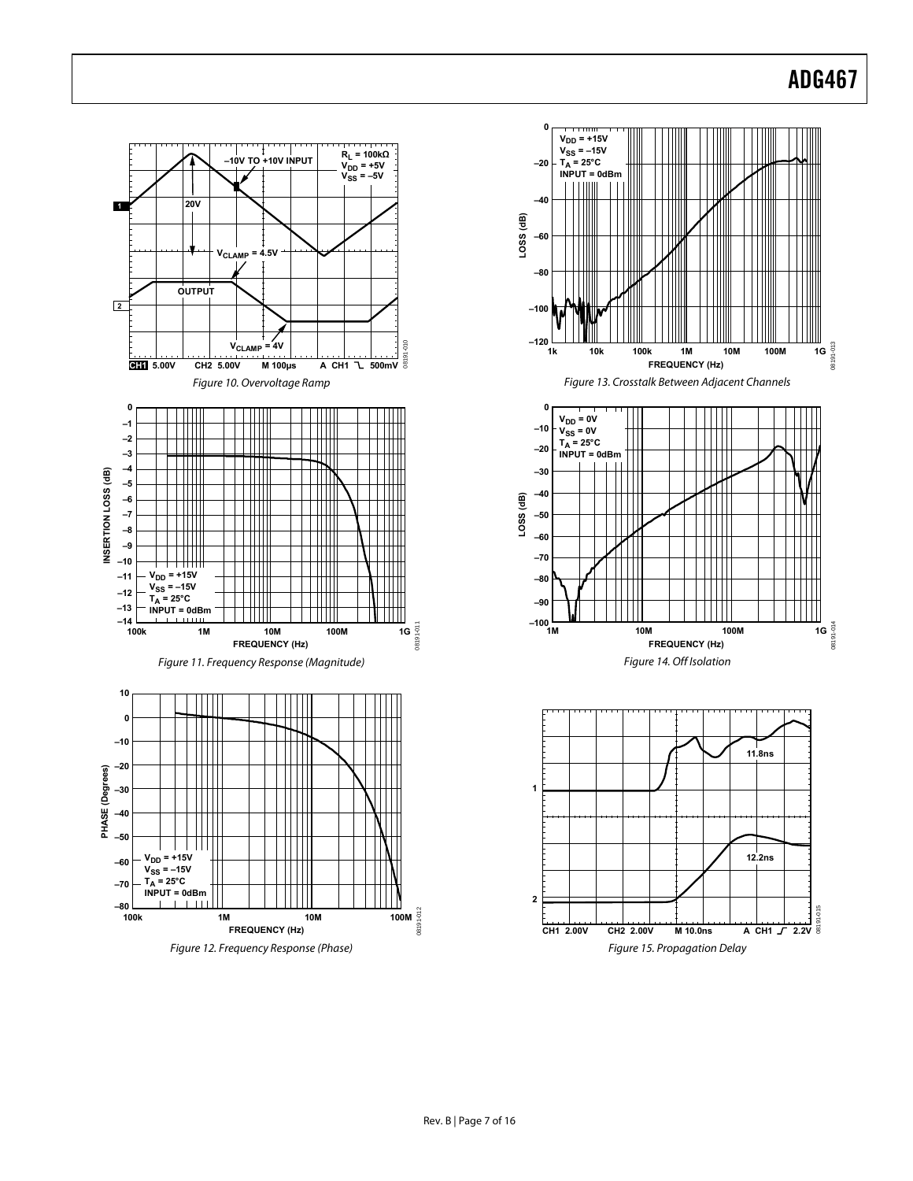Figure 10. Overvoltage Ramp

Figure 11. Frequency Response (Magnitude)

Figure 12. Frequency Response (Phase)

Figure 13. Crosstalk Between Adjacent Channels

Figure 14. Off Isolation

Figure 15. Propagation Delay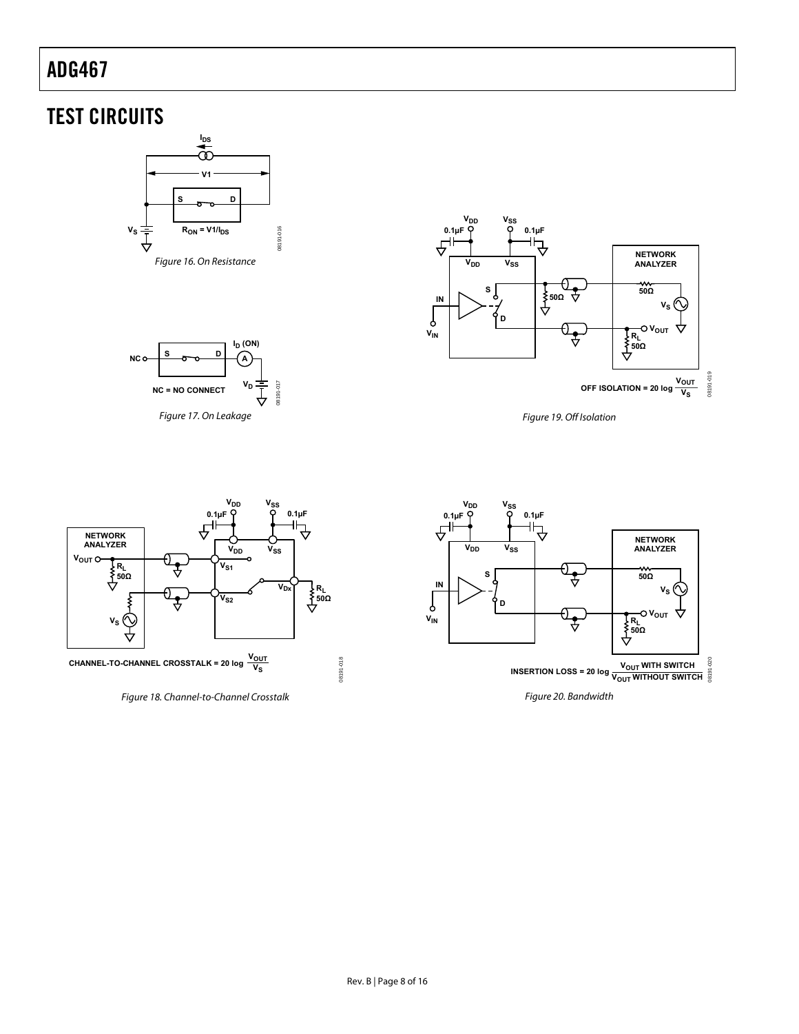## TEST CIRCUITS

Figure 16. On Resistance

Figure 17. On Leakage

Figure 18. Channel-to-Channel Crosstalk

Figure 19. Off Isolation

Figure 20. Bandwidth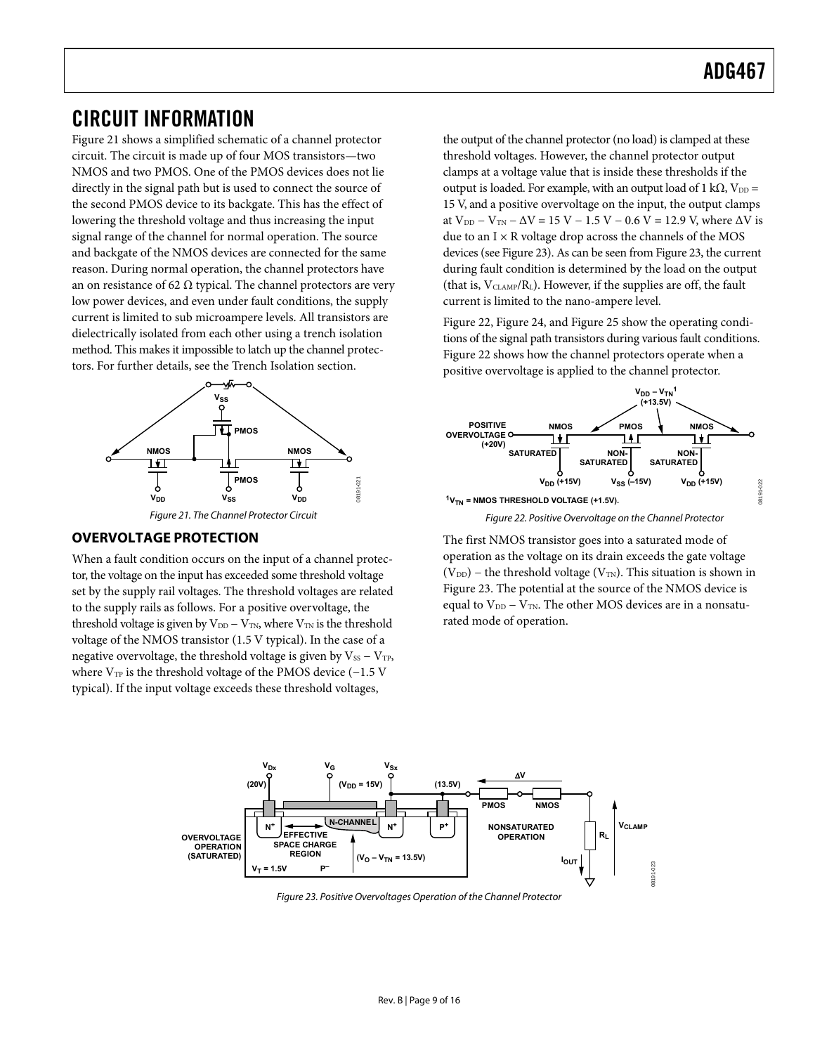# CIRCUIT INFORMATION

Figure 21 shows a simplified schematic of a channel protector circuit. The circuit is made up of four MOS transistors—two NMOS and two PMOS. One of the PMOS devices does not lie directly in the signal path but is used to connect the source of the second PMOS device to its backgate. This has the effect of lowering the threshold voltage and thus increasing the input signal range of the channel for normal operation. The source and backgate of the NMOS devices are connected for the same reason. During normal operation, the channel protectors have an on resistance of 62 Ω typical. The channel protectors are very low power devices, and even under fault conditions, the supply current is limited to sub microampere levels. All transistors are dielectrically isolated from each other using a trench isolation method. This makes it impossible to latch up the channel protectors. For further details, see the Trench Isolation section.

*Figure 21. The Channel Protector Circuit*

## OVERVOLTAGE PROTECTION

When a fault condition occurs on the input of a channel protector, the voltage on the input has exceeded some threshold voltage set by the supply rail voltages. The threshold voltages are related to the supply rails as follows. For a positive overvoltage, the threshold voltage is given by $V_{DD} - V_{TN}$, where $V_{TN}$ is the threshold voltage of the NMOS transistor (1.5 V typical). In the case of a negative overvoltage, the threshold voltage is given by $V_{SS} - V_{TP}$, where $V_{TP}$ is the threshold voltage of the PMOS device (−1.5 V typical). If the input voltage exceeds these threshold voltages, the output of the channel protector (no load) is clamped at these threshold voltages. However, the channel protector output clamps at a voltage value that is inside these thresholds if the output is loaded. For example, with an output load of 1 kΩ, $V_{DD}$ = 15 V, and a positive overvoltage on the input, the output clamps at $V_{DD} - V_{TN} - \Delta V = 15\text{ V} - 1.5\text{ V} - 0.6\text{ V} = 12.9\text{ V}$, where ΔV is due to an I × R voltage drop across the channels of the MOS devices (see Figure 23). As can be seen from Figure 23, the current during fault condition is determined by the load on the output (that is, $V_{CLAMP}/R_L$). However, if the supplies are off, the fault current is limited to the nano-ampere level.

Figure 22, Figure 24, and Figure 25 show the operating conditions of the signal path transistors during various fault conditions. Figure 22 shows how the channel protectors operate when a positive overvoltage is applied to the channel protector.

*Figure 22. Positive Overvoltage on the Channel Protector*

The first NMOS transistor goes into a saturated mode of operation as the voltage on its drain exceeds the gate voltage ($V_{DD}$) – the threshold voltage ($V_{TN}$). This situation is shown in Figure 23. The potential at the source of the NMOS device is equal to $V_{DD} - V_{TN}$. The other MOS devices are in a nonsaturated mode of operation.

*Figure 23. Positive Overvoltages Operation of the Channel Protector*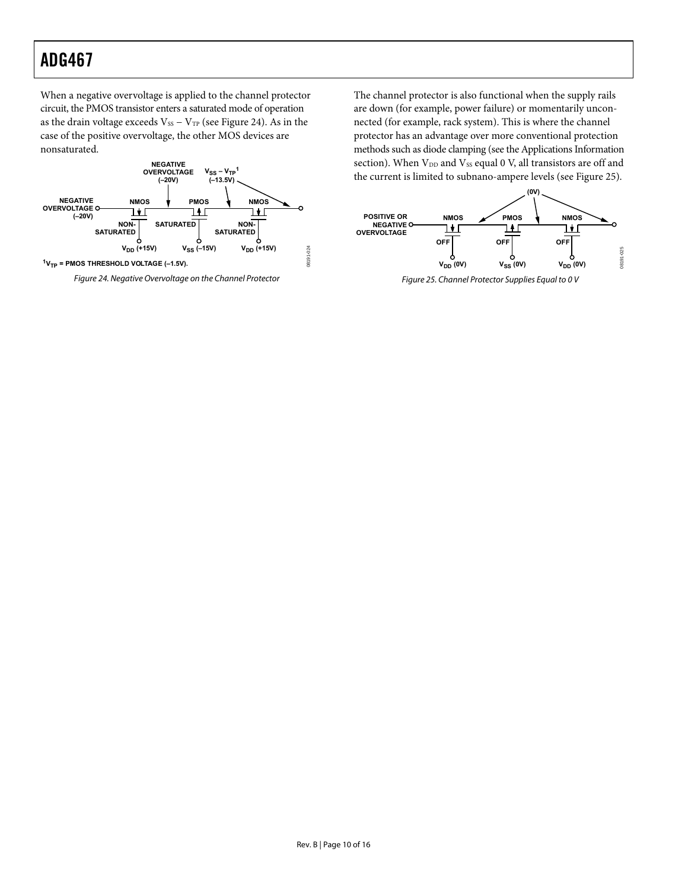When a negative overvoltage is applied to the channel protector circuit, the PMOS transistor enters a saturated mode of operation as the drain voltage exceeds $V_{SS} - V_{TP}$ (see Figure 24). As in the case of the positive overvoltage, the other MOS devices are nonsaturated.

Figure 24. Negative Overvoltage on the Channel Protector

The channel protector is also functional when the supply rails are down (for example, power failure) or momentarily unconnected (for example, rack system). This is where the channel protector has an advantage over more conventional protection methods such as diode clamping (see the Applications Information section). When $V_{DD}$ and $V_{SS}$ equal 0 V, all transistors are off and the current is limited to subnano-ampere levels (see Figure 25).

Figure 25. Channel Protector Supplies Equal to 0 V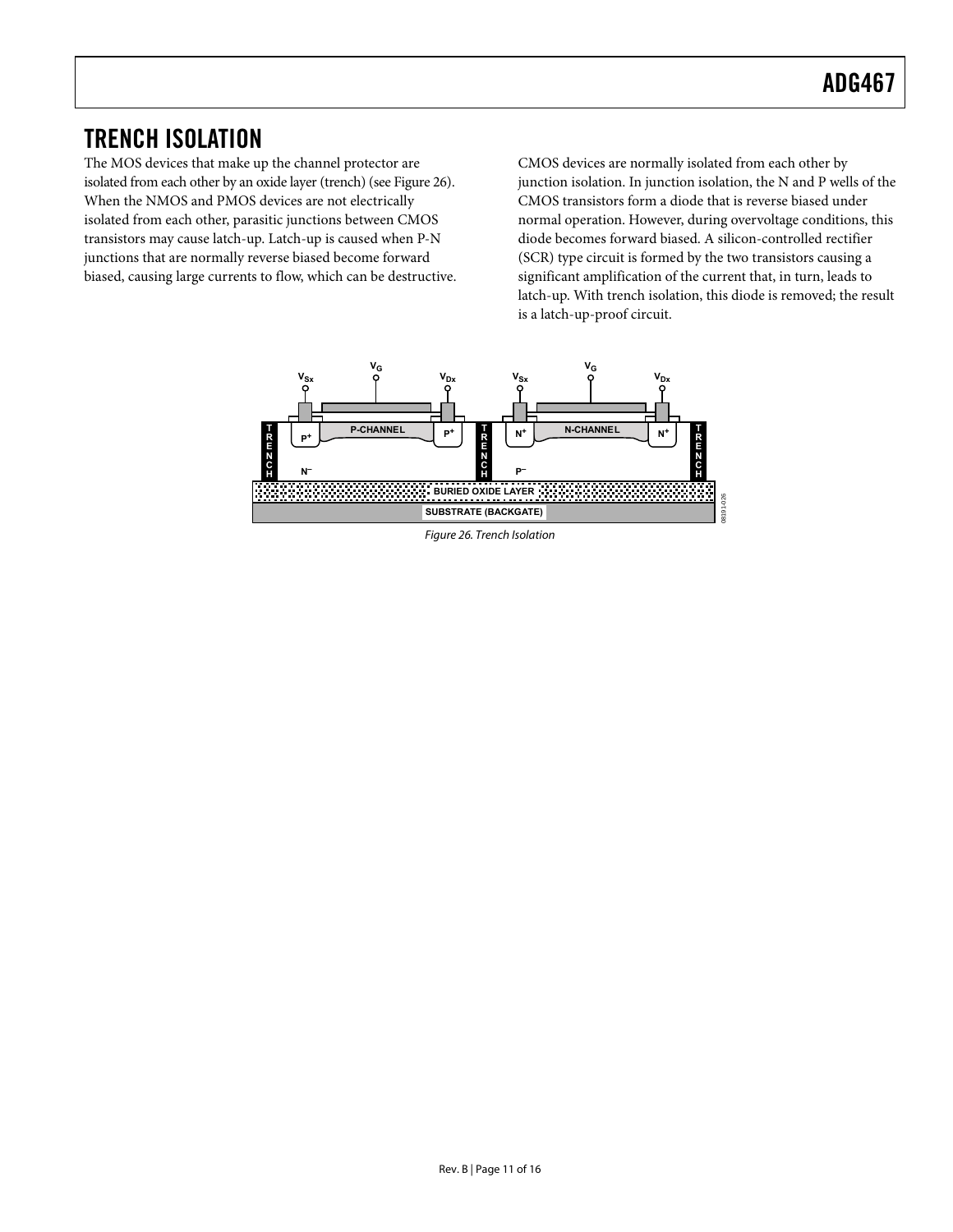## TRENCH ISOLATION

The MOS devices that make up the channel protector are isolated from each other by an oxide layer (trench) (see Figure 26). When the NMOS and PMOS devices are not electrically isolated from each other, parasitic junctions between CMOS transistors may cause latch-up. Latch-up is caused when P-N junctions that are normally reverse biased become forward biased, causing large currents to flow, which can be destructive.

CMOS devices are normally isolated from each other by junction isolation. In junction isolation, the N and P wells of the CMOS transistors form a diode that is reverse biased under normal operation. However, during overvoltage conditions, this diode becomes forward biased. A silicon-controlled rectifier (SCR) type circuit is formed by the two transistors causing a significant amplification of the current that, in turn, leads to latch-up. With trench isolation, this diode is removed; the result is a latch-up-proof circuit.

*Figure 26. Trench Isolation*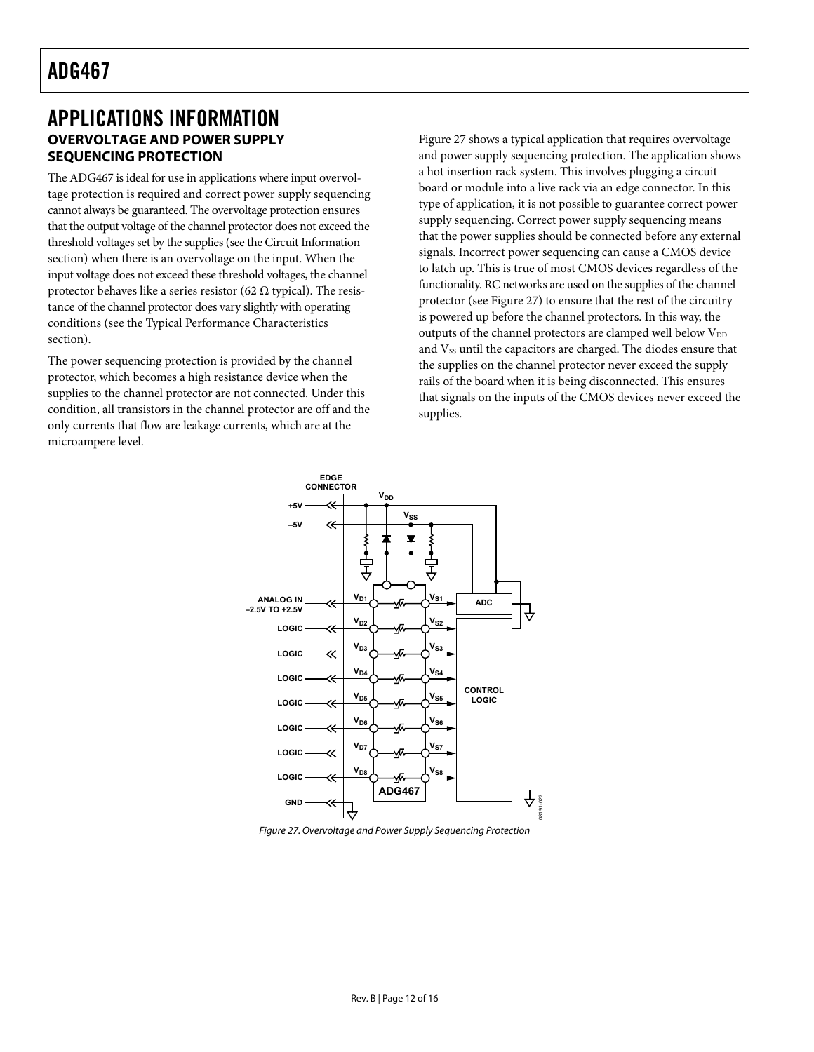# APPLICATIONS INFORMATION

## OVERVOLTAGE AND POWER SUPPLY SEQUENCING PROTECTION

The ADG467 is ideal for use in applications where input overvoltage protection is required and correct power supply sequencing cannot always be guaranteed. The overvoltage protection ensures that the output voltage of the channel protector does not exceed the threshold voltages set by the supplies (see the Circuit Information section) when there is an overvoltage on the input. When the input voltage does not exceed these threshold voltages, the channel protector behaves like a series resistor (62 Ω typical). The resistance of the channel protector does vary slightly with operating conditions (see the Typical Performance Characteristics section).

The power sequencing protection is provided by the channel protector, which becomes a high resistance device when the supplies to the channel protector are not connected. Under this condition, all transistors in the channel protector are off and the only currents that flow are leakage currents, which are at the microampere level.

Figure 27 shows a typical application that requires overvoltage and power supply sequencing protection. The application shows a hot insertion rack system. This involves plugging a circuit board or module into a live rack via an edge connector. In this type of application, it is not possible to guarantee correct power supply sequencing. Correct power supply sequencing means that the power supplies should be connected before any external signals. Incorrect power sequencing can cause a CMOS device to latch up. This is true of most CMOS devices regardless of the functionality. RC networks are used on the supplies of the channel protector (see Figure 27) to ensure that the rest of the circuitry is powered up before the channel protectors. In this way, the outputs of the channel protectors are clamped well below $V_{DD}$ and $V_{SS}$ until the capacitors are charged. The diodes ensure that the supplies on the channel protector never exceed the supply rails of the board when it is being disconnected. This ensures that signals on the inputs of the CMOS devices never exceed the supplies.

*Figure 27. Overvoltage and Power Supply Sequencing Protection*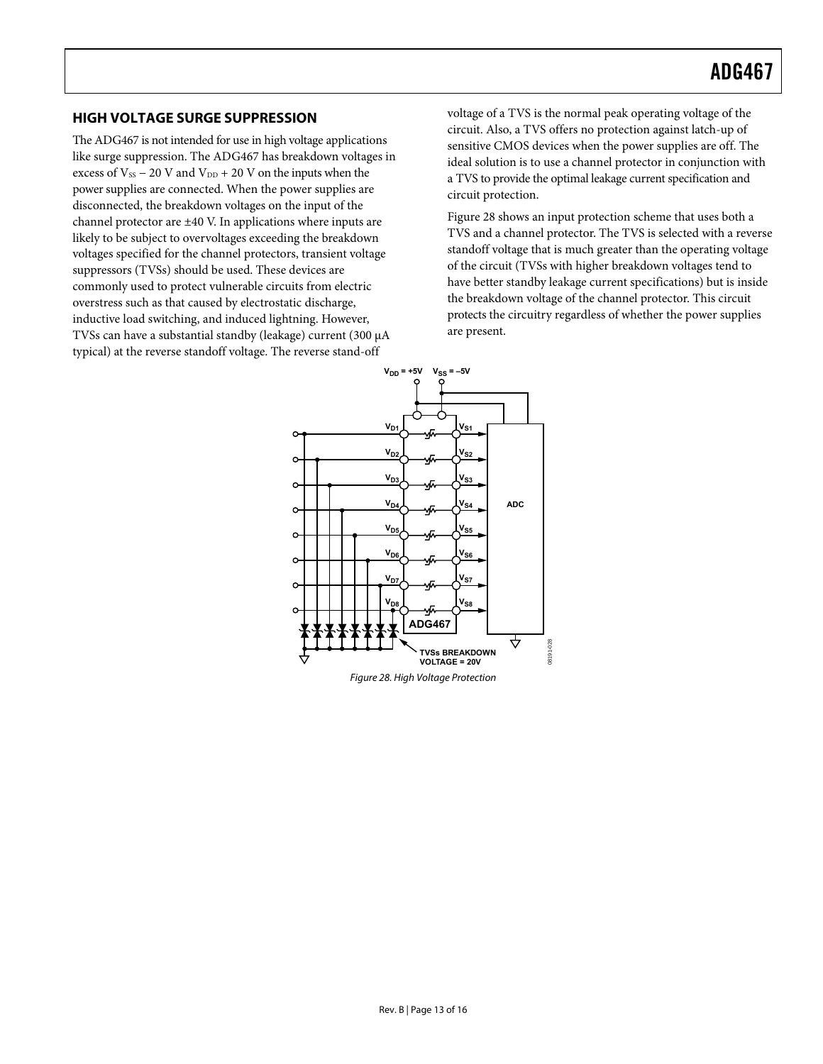## HIGH VOLTAGE SURGE SUPPRESSION

The ADG467 is not intended for use in high voltage applications like surge suppression. The ADG467 has breakdown voltages in excess of $V_{SS} - 20$ V and $V_{DD} + 20$ V on the inputs when the power supplies are connected. When the power supplies are disconnected, the breakdown voltages on the input of the channel protector are ±40 V. In applications where inputs are likely to be subject to overvoltages exceeding the breakdown voltages specified for the channel protectors, transient voltage suppressors (TVSs) should be used. These devices are commonly used to protect vulnerable circuits from electric overstress such as that caused by electrostatic discharge, inductive load switching, and induced lightning. However, TVSs can have a substantial standby (leakage) current (300 μA typical) at the reverse standoff voltage. The reverse stand-off voltage of a TVS is the normal peak operating voltage of the circuit. Also, a TVS offers no protection against latch-up of sensitive CMOS devices when the power supplies are off. The ideal solution is to use a channel protector in conjunction with a TVS to provide the optimal leakage current specification and circuit protection.

Figure 28 shows an input protection scheme that uses both a TVS and a channel protector. The TVS is selected with a reverse standoff voltage that is much greater than the operating voltage of the circuit (TVSs with higher breakdown voltages tend to have better standby leakage current specifications) but is inside the breakdown voltage of the channel protector. This circuit protects the circuitry regardless of whether the power supplies are present.

*Figure 28. High Voltage Protection*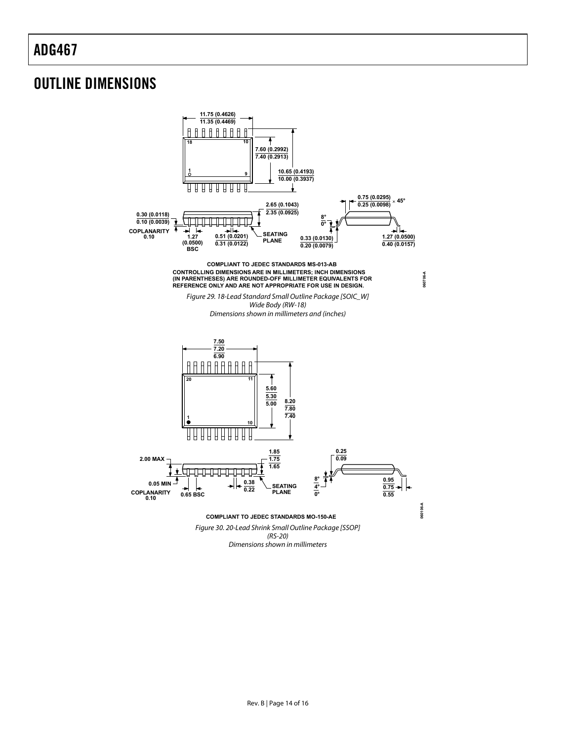# OUTLINE DIMENSIONS

COMPLIANT TO JEDEC STANDARDS MS-013-AB

CONTROLLING DIMENSIONS ARE IN MILLIMETERS; INCH DIMENSIONS (IN PARENTHESES) ARE ROUNDED-OFF MILLIMETER EQUIVALENTS FOR REFERENCE ONLY AND ARE NOT APPROPRIATE FOR USE IN DESIGN.

*Figure 29. 18-Lead Standard Small Outline Package [SOIC_W] Wide Body (RW-18) Dimensions shown in millimeters and (inches)*

COMPLIANT TO JEDEC STANDARDS MO-150-AE

*Figure 30. 20-Lead Shrink Small Outline Package [SSOP] (RS-20) Dimensions shown in millimeters*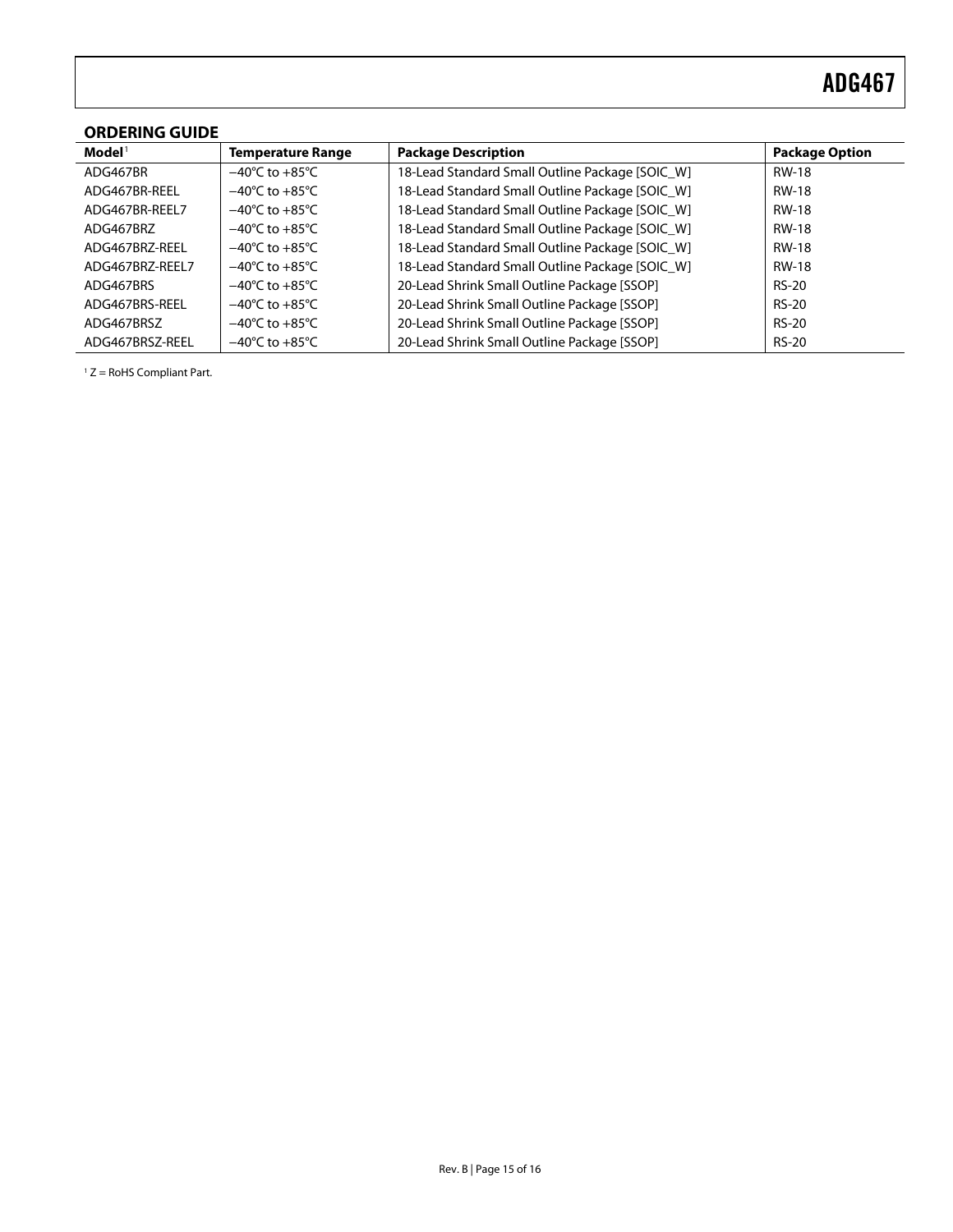## ORDERING GUIDE

| Model[1] | Temperature Range | Package Description | Package Option |
|---|---|---|---|
| ADG467BR | −40°C to +85°C | 18-Lead Standard Small Outline Package [SOIC_W] | RW-18 |
| ADG467BR-REEL | −40°C to +85°C | 18-Lead Standard Small Outline Package [SOIC_W] | RW-18 |
| ADG467BR-REEL7 | −40°C to +85°C | 18-Lead Standard Small Outline Package [SOIC_W] | RW-18 |
| ADG467BRZ | −40°C to +85°C | 18-Lead Standard Small Outline Package [SOIC_W] | RW-18 |
| ADG467BRZ-REEL | −40°C to +85°C | 18-Lead Standard Small Outline Package [SOIC_W] | RW-18 |
| ADG467BRZ-REEL7 | −40°C to +85°C | 18-Lead Standard Small Outline Package [SOIC_W] | RW-18 |
| ADG467BRS | −40°C to +85°C | 20-Lead Shrink Small Outline Package [SSOP] | RS-20 |
| ADG467BRS-REEL | −40°C to +85°C | 20-Lead Shrink Small Outline Package [SSOP] | RS-20 |
| ADG467BRSZ | −40°C to +85°C | 20-Lead Shrink Small Outline Package [SSOP] | RS-20 |
| ADG467BRSZ-REEL | −40°C to +85°C | 20-Lead Shrink Small Outline Package [SSOP] | RS-20 |

[1] Z = RoHS Compliant Part.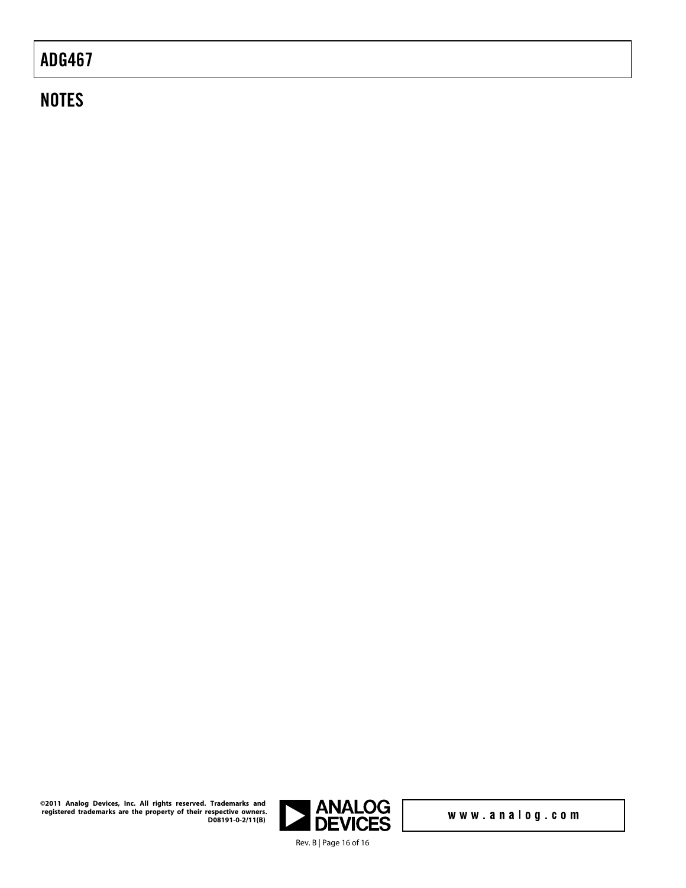## NOTES

©2011 Analog Devices, Inc. All rights reserved. Trademarks and registered trademarks are the property of their respective owners. D08191-0-2/11(B)

www.analog.com